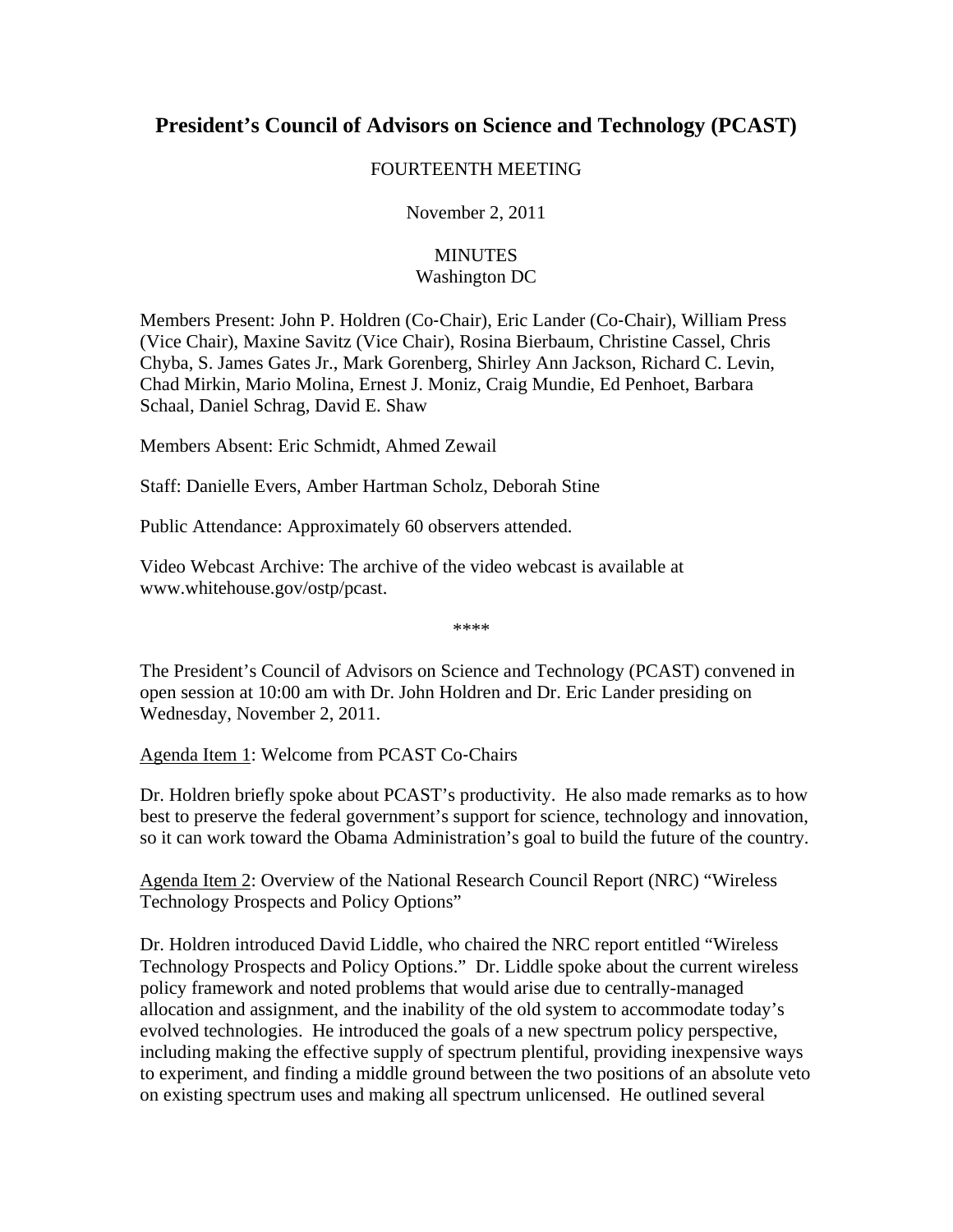# President's Council of Advisors on Science and Technology (PCAST)

FOURTEENTH MEETING

November 2, 2011

MINUTES
Washington DC

Members Present: John P. Holdren (Co-Chair), Eric Lander (Co-Chair), William Press (Vice Chair), Maxine Savitz (Vice Chair), Rosina Bierbaum, Christine Cassel, Chris Chyba, S. James Gates Jr., Mark Gorenberg, Shirley Ann Jackson, Richard C. Levin, Chad Mirkin, Mario Molina, Ernest J. Moniz, Craig Mundie, Ed Penhoet, Barbara Schaal, Daniel Schrag, David E. Shaw

Members Absent: Eric Schmidt, Ahmed Zewail

Staff: Danielle Evers, Amber Hartman Scholz, Deborah Stine

Public Attendance: Approximately 60 observers attended.

Video Webcast Archive: The archive of the video webcast is available at www.whitehouse.gov/ostp/pcast.

\*\*\*\*

The President's Council of Advisors on Science and Technology (PCAST) convened in open session at 10:00 am with Dr. John Holdren and Dr. Eric Lander presiding on Wednesday, November 2, 2011.

Agenda Item 1: Welcome from PCAST Co-Chairs

Dr. Holdren briefly spoke about PCAST's productivity. He also made remarks as to how best to preserve the federal government's support for science, technology and innovation, so it can work toward the Obama Administration's goal to build the future of the country.

Agenda Item 2: Overview of the National Research Council Report (NRC) "Wireless Technology Prospects and Policy Options"

Dr. Holdren introduced David Liddle, who chaired the NRC report entitled "Wireless Technology Prospects and Policy Options." Dr. Liddle spoke about the current wireless policy framework and noted problems that would arise due to centrally-managed allocation and assignment, and the inability of the old system to accommodate today's evolved technologies. He introduced the goals of a new spectrum policy perspective, including making the effective supply of spectrum plentiful, providing inexpensive ways to experiment, and finding a middle ground between the two positions of an absolute veto on existing spectrum uses and making all spectrum unlicensed. He outlined several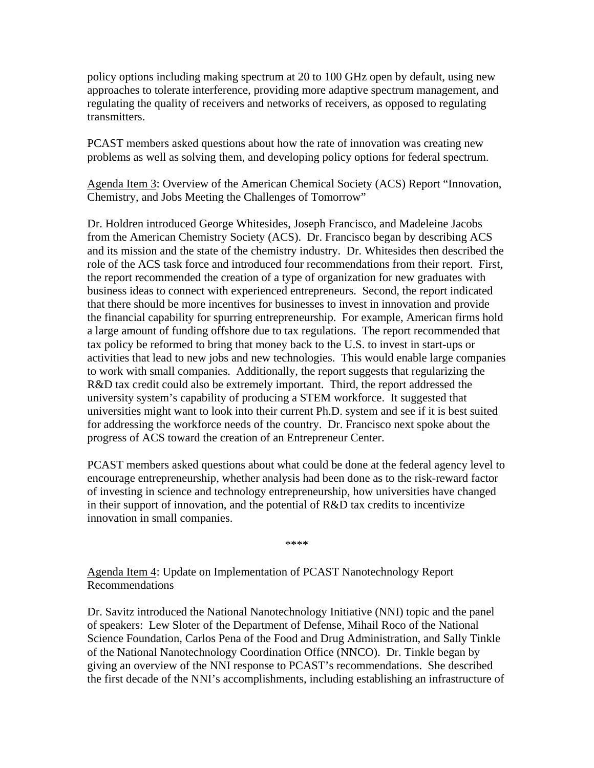policy options including making spectrum at 20 to 100 GHz open by default, using new approaches to tolerate interference, providing more adaptive spectrum management, and regulating the quality of receivers and networks of receivers, as opposed to regulating transmitters.

PCAST members asked questions about how the rate of innovation was creating new problems as well as solving them, and developing policy options for federal spectrum.

Agenda Item 3: Overview of the American Chemical Society (ACS) Report "Innovation, Chemistry, and Jobs Meeting the Challenges of Tomorrow"

Dr. Holdren introduced George Whitesides, Joseph Francisco, and Madeleine Jacobs from the American Chemistry Society (ACS). Dr. Francisco began by describing ACS and its mission and the state of the chemistry industry. Dr. Whitesides then described the role of the ACS task force and introduced four recommendations from their report. First, the report recommended the creation of a type of organization for new graduates with business ideas to connect with experienced entrepreneurs. Second, the report indicated that there should be more incentives for businesses to invest in innovation and provide the financial capability for spurring entrepreneurship. For example, American firms hold a large amount of funding offshore due to tax regulations. The report recommended that tax policy be reformed to bring that money back to the U.S. to invest in start-ups or activities that lead to new jobs and new technologies. This would enable large companies to work with small companies. Additionally, the report suggests that regularizing the R&D tax credit could also be extremely important. Third, the report addressed the university system's capability of producing a STEM workforce. It suggested that universities might want to look into their current Ph.D. system and see if it is best suited for addressing the workforce needs of the country. Dr. Francisco next spoke about the progress of ACS toward the creation of an Entrepreneur Center.

PCAST members asked questions about what could be done at the federal agency level to encourage entrepreneurship, whether analysis had been done as to the risk-reward factor of investing in science and technology entrepreneurship, how universities have changed in their support of innovation, and the potential of R&D tax credits to incentivize innovation in small companies.

****

Agenda Item 4: Update on Implementation of PCAST Nanotechnology Report Recommendations

Dr. Savitz introduced the National Nanotechnology Initiative (NNI) topic and the panel of speakers: Lew Sloter of the Department of Defense, Mihail Roco of the National Science Foundation, Carlos Pena of the Food and Drug Administration, and Sally Tinkle of the National Nanotechnology Coordination Office (NNCO). Dr. Tinkle began by giving an overview of the NNI response to PCAST's recommendations. She described the first decade of the NNI's accomplishments, including establishing an infrastructure of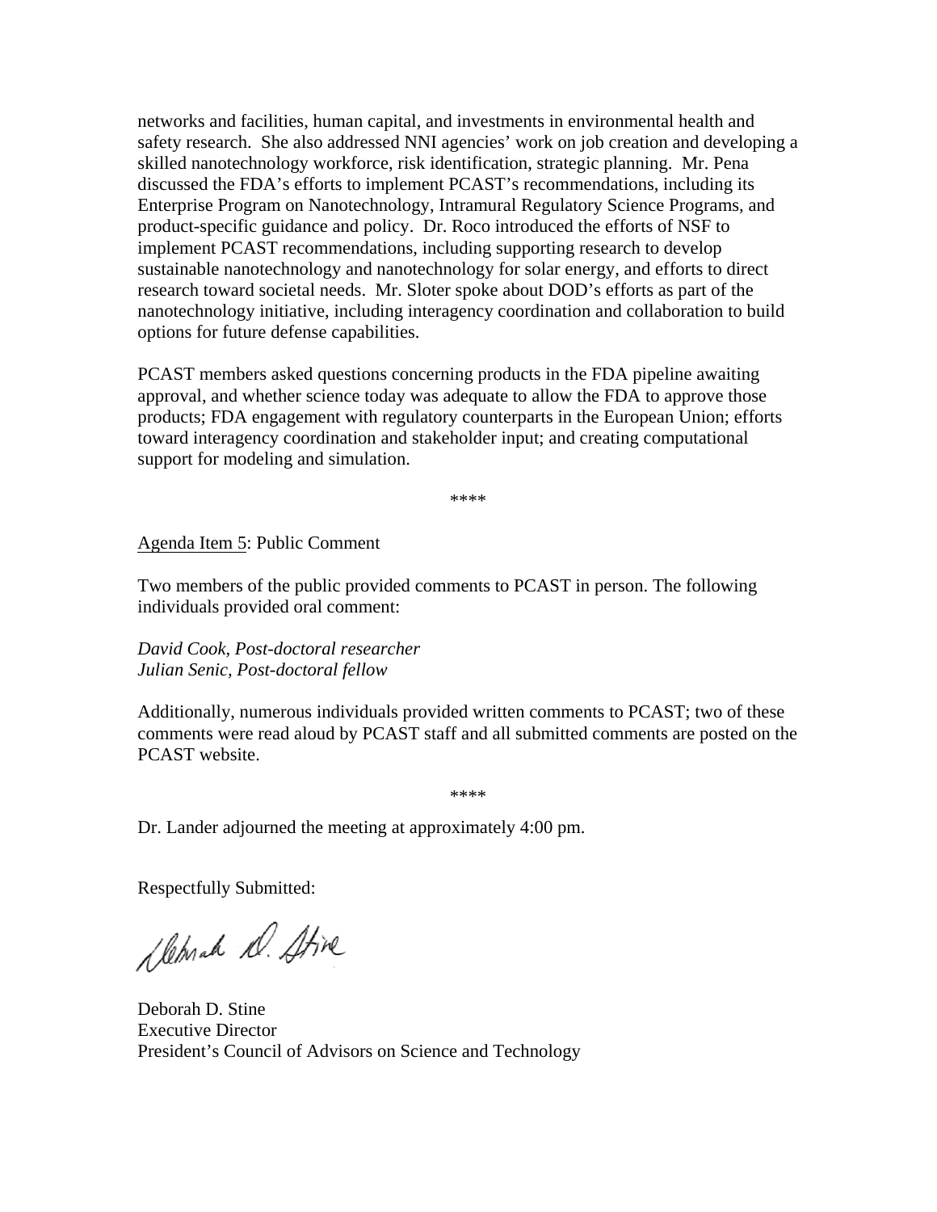networks and facilities, human capital, and investments in environmental health and safety research. She also addressed NNI agencies' work on job creation and developing a skilled nanotechnology workforce, risk identification, strategic planning. Mr. Pena discussed the FDA's efforts to implement PCAST's recommendations, including its Enterprise Program on Nanotechnology, Intramural Regulatory Science Programs, and product-specific guidance and policy. Dr. Roco introduced the efforts of NSF to implement PCAST recommendations, including supporting research to develop sustainable nanotechnology and nanotechnology for solar energy, and efforts to direct research toward societal needs. Mr. Sloter spoke about DOD's efforts as part of the nanotechnology initiative, including interagency coordination and collaboration to build options for future defense capabilities.

PCAST members asked questions concerning products in the FDA pipeline awaiting approval, and whether science today was adequate to allow the FDA to approve those products; FDA engagement with regulatory counterparts in the European Union; efforts toward interagency coordination and stakeholder input; and creating computational support for modeling and simulation.

****

<u>Agenda Item 5</u>: Public Comment

Two members of the public provided comments to PCAST in person. The following individuals provided oral comment:

*David Cook, Post-doctoral researcher*
*Julian Senic, Post-doctoral fellow*

Additionally, numerous individuals provided written comments to PCAST; two of these comments were read aloud by PCAST staff and all submitted comments are posted on the PCAST website.

****

Dr. Lander adjourned the meeting at approximately 4:00 pm.

Respectfully Submitted:

Deborah D. Stine
Executive Director
President's Council of Advisors on Science and Technology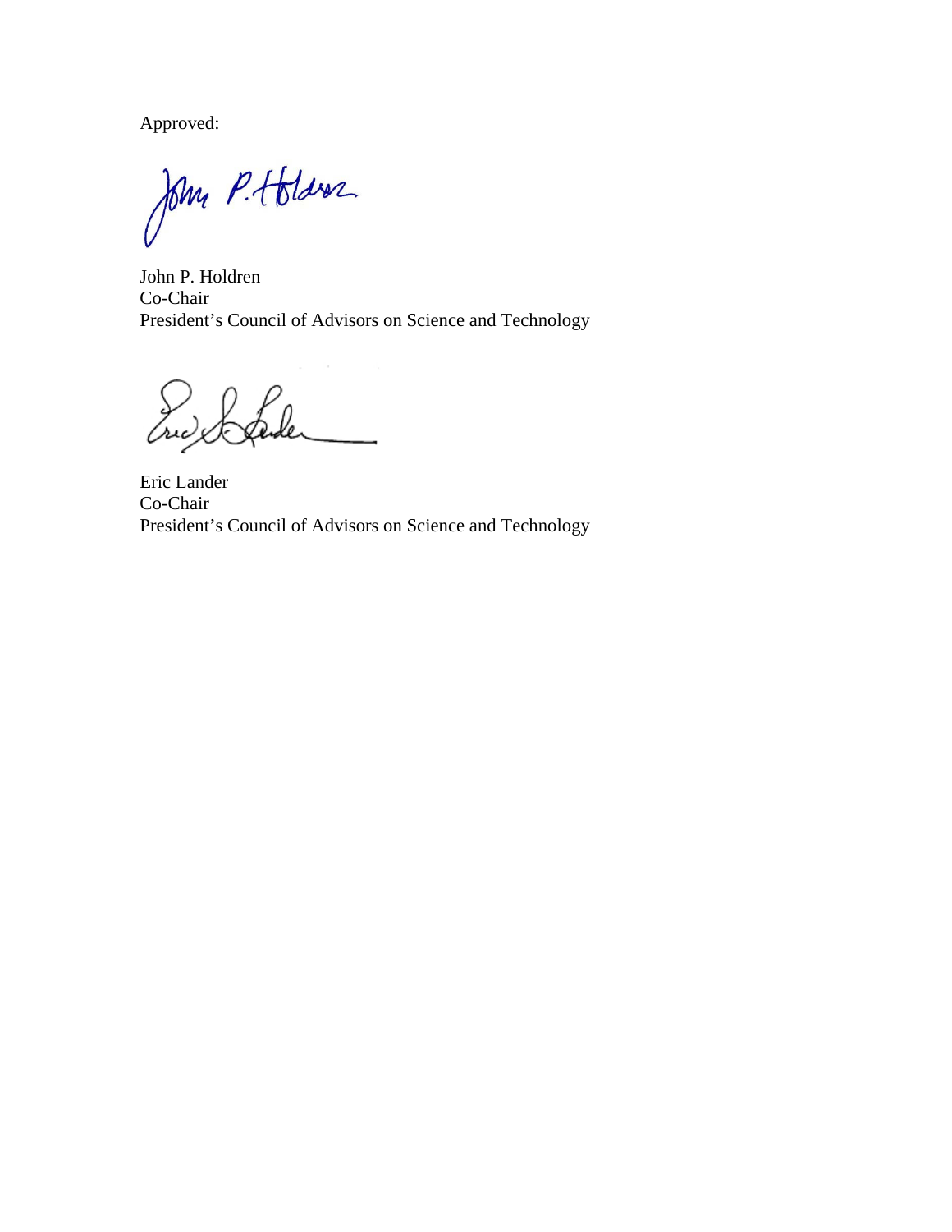Approved:

John P. Holdren
Co-Chair
President's Council of Advisors on Science and Technology

Eric Lander
Co-Chair
President's Council of Advisors on Science and Technology